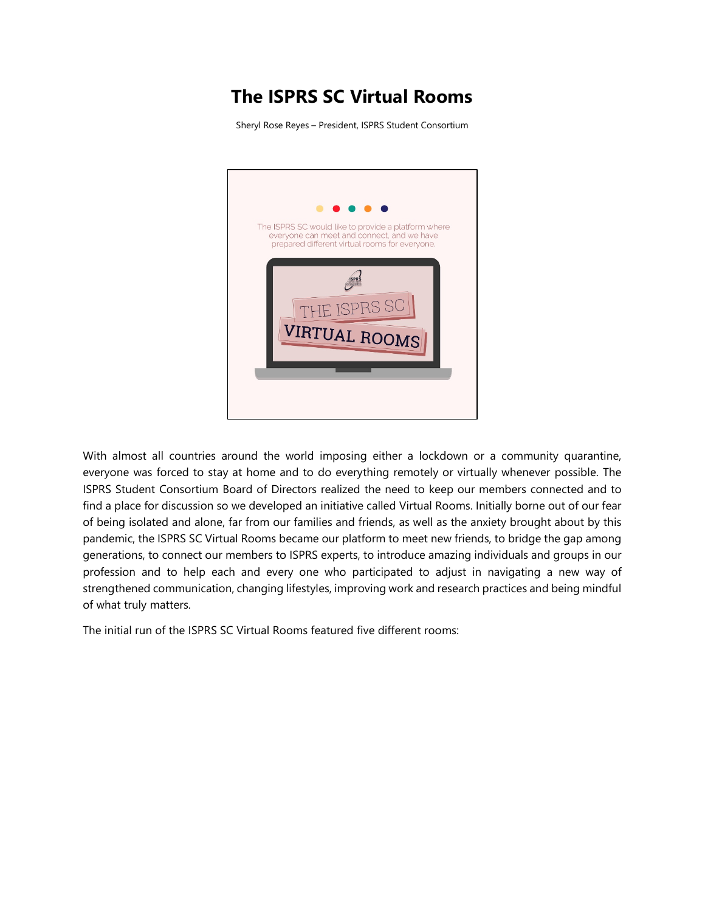# The ISPRS SC Virtual Rooms

Sheryl Rose Reyes – President, ISPRS Student Consortium

With almost all countries around the world imposing either a lockdown or a community quarantine, everyone was forced to stay at home and to do everything remotely or virtually whenever possible. The ISPRS Student Consortium Board of Directors realized the need to keep our members connected and to find a place for discussion so we developed an initiative called Virtual Rooms. Initially borne out of our fear of being isolated and alone, far from our families and friends, as well as the anxiety brought about by this pandemic, the ISPRS SC Virtual Rooms became our platform to meet new friends, to bridge the gap among generations, to connect our members to ISPRS experts, to introduce amazing individuals and groups in our profession and to help each and every one who participated to adjust in navigating a new way of strengthened communication, changing lifestyles, improving work and research practices and being mindful of what truly matters.

The initial run of the ISPRS SC Virtual Rooms featured five different rooms: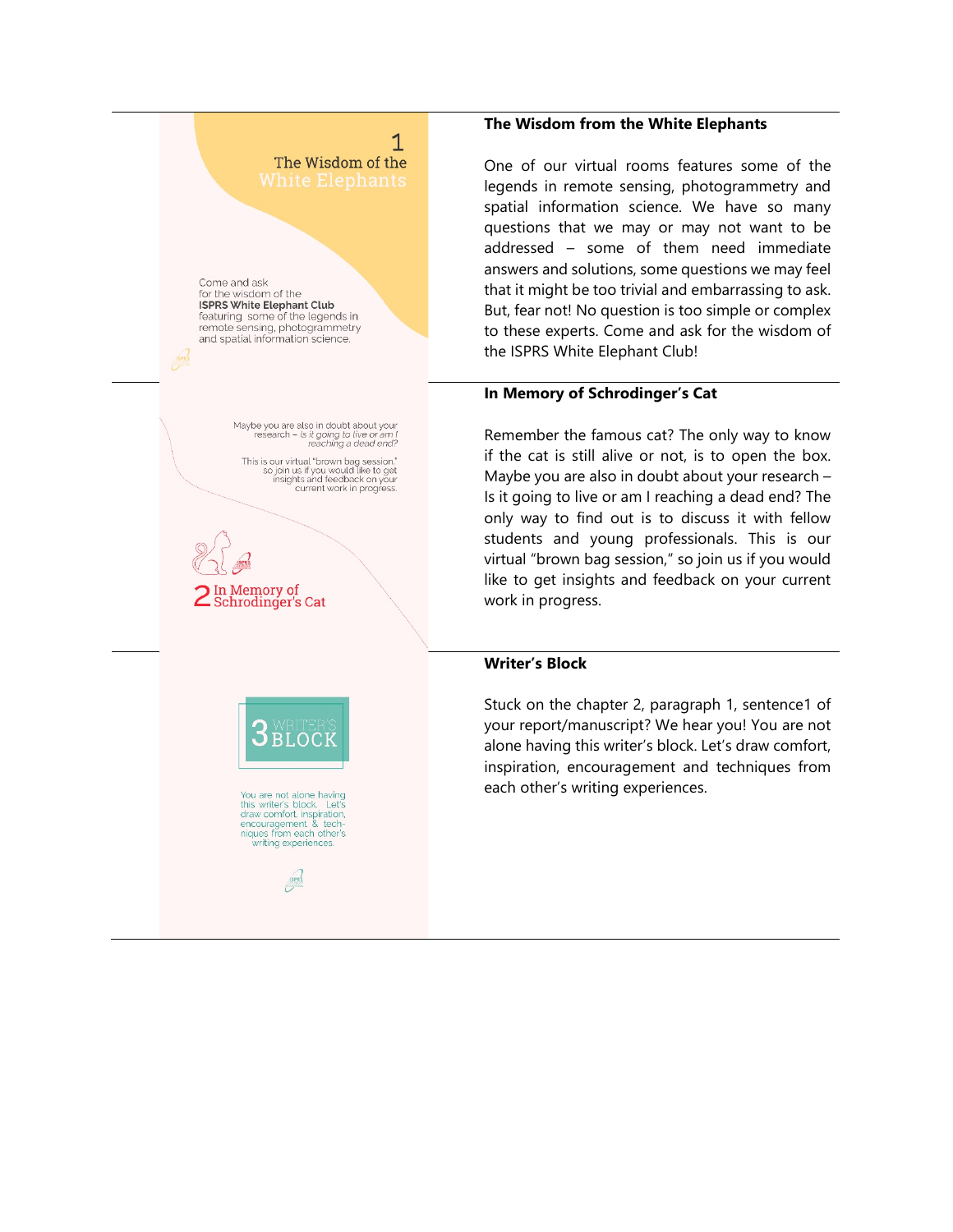| | |
|---|---|
| 1 The Wisdom of the White Elephants<br><br>Come and ask for the wisdom of the **ISPRS White Elephant Club** featuring some of the legends in remote sensing, photogrammetry and spatial information science. | **The Wisdom from the White Elephants**<br><br>One of our virtual rooms features some of the legends in remote sensing, photogrammetry and spatial information science. We have so many questions that we may or may not want to be addressed – some of them need immediate answers and solutions, some questions we may feel that it might be too trivial and embarrassing to ask. But, fear not! No question is too simple or complex to these experts. Come and ask for the wisdom of the ISPRS White Elephant Club! |
| Maybe you are also in doubt about your research – *Is it going to live or am I reaching a dead end?*<br><br>This is our virtual "brown bag session," so join us if you would like to get insights and feedback on your current work in progress.<br><br>2 In Memory of Schrodinger's Cat | **In Memory of Schrodinger's Cat**<br><br>Remember the famous cat? The only way to know if the cat is still alive or not, is to open the box. Maybe you are also in doubt about your research – Is it going to live or am I reaching a dead end? The only way to find out is to discuss it with fellow students and young professionals. This is our virtual "brown bag session," so join us if you would like to get insights and feedback on your current work in progress. |
| 3 WRITER'S BLOCK<br><br>You are not alone having this writer's block. Let's draw comfort, inspiration, encouragement & techniques from each other's writing experiences. | **Writer's Block**<br><br>Stuck on the chapter 2, paragraph 1, sentence1 of your report/manuscript? We hear you! You are not alone having this writer's block. Let's draw comfort, inspiration, encouragement and techniques from each other's writing experiences. |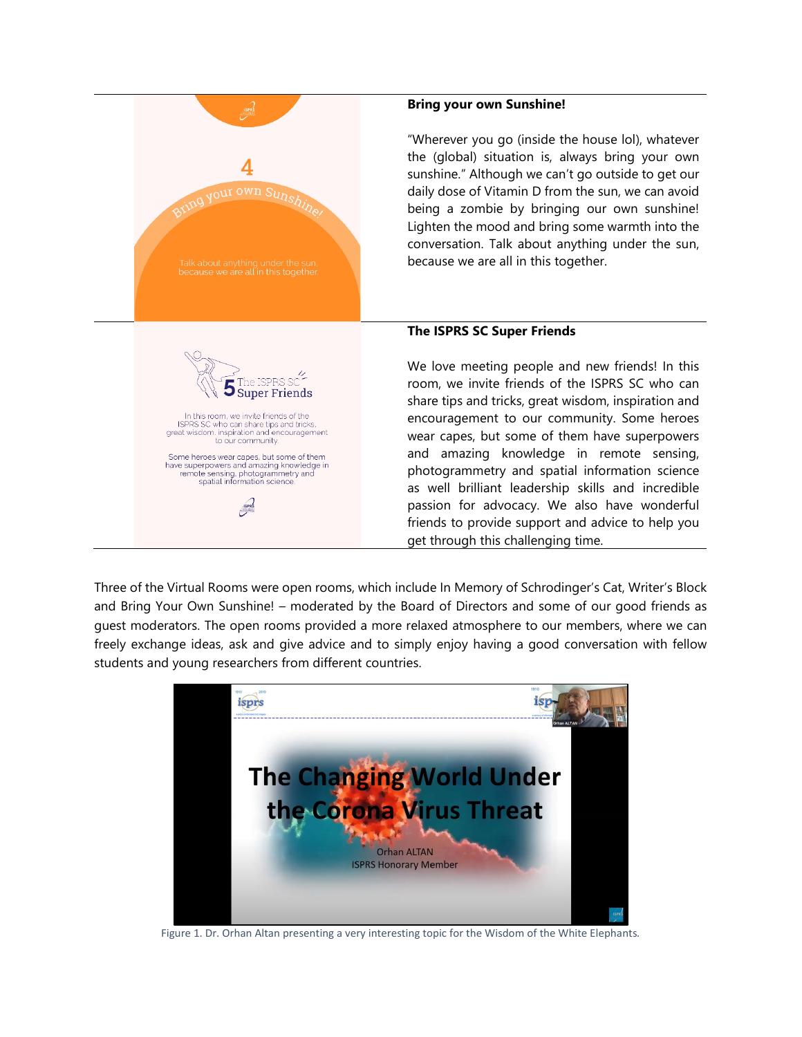**Bring your own Sunshine!**

"Wherever you go (inside the house lol), whatever the (global) situation is, always bring your own sunshine." Although we can't go outside to get our daily dose of Vitamin D from the sun, we can avoid being a zombie by bringing our own sunshine! Lighten the mood and bring some warmth into the conversation. Talk about anything under the sun, because we are all in this together.

**The ISPRS SC Super Friends**

We love meeting people and new friends! In this room, we invite friends of the ISPRS SC who can share tips and tricks, great wisdom, inspiration and encouragement to our community. Some heroes wear capes, but some of them have superpowers and amazing knowledge in remote sensing, photogrammetry and spatial information science as well brilliant leadership skills and incredible passion for advocacy. We also have wonderful friends to provide support and advice to help you get through this challenging time.

Three of the Virtual Rooms were open rooms, which include In Memory of Schrodinger's Cat, Writer's Block and Bring Your Own Sunshine! – moderated by the Board of Directors and some of our good friends as guest moderators. The open rooms provided a more relaxed atmosphere to our members, where we can freely exchange ideas, ask and give advice and to simply enjoy having a good conversation with fellow students and young researchers from different countries.

Figure 1. Dr. Orhan Altan presenting a very interesting topic for the Wisdom of the White Elephants.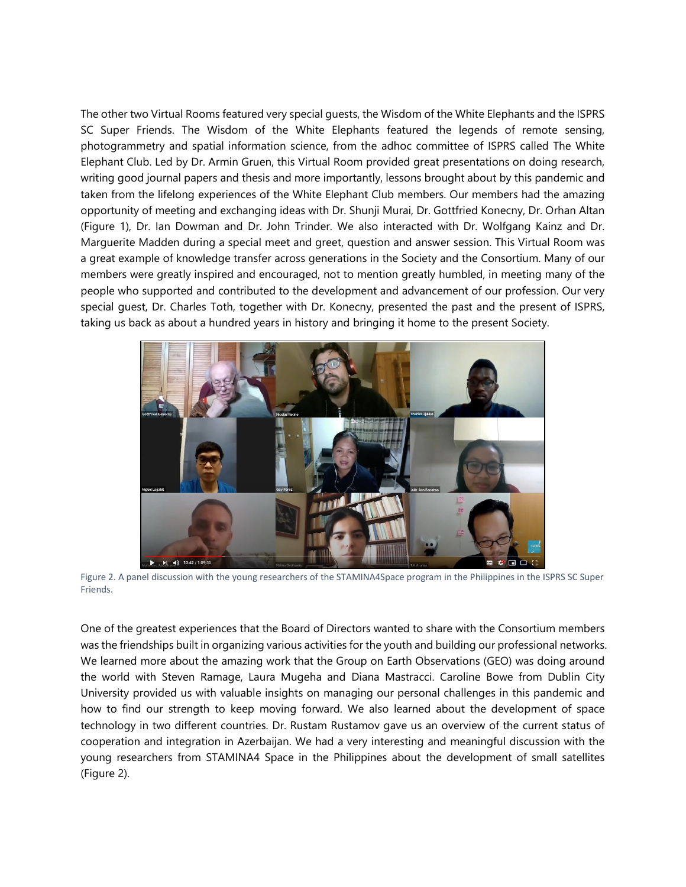The other two Virtual Rooms featured very special guests, the Wisdom of the White Elephants and the ISPRS SC Super Friends. The Wisdom of the White Elephants featured the legends of remote sensing, photogrammetry and spatial information science, from the adhoc committee of ISPRS called The White Elephant Club. Led by Dr. Armin Gruen, this Virtual Room provided great presentations on doing research, writing good journal papers and thesis and more importantly, lessons brought about by this pandemic and taken from the lifelong experiences of the White Elephant Club members. Our members had the amazing opportunity of meeting and exchanging ideas with Dr. Shunji Murai, Dr. Gottfried Konecny, Dr. Orhan Altan (Figure 1), Dr. Ian Dowman and Dr. John Trinder. We also interacted with Dr. Wolfgang Kainz and Dr. Marguerite Madden during a special meet and greet, question and answer session. This Virtual Room was a great example of knowledge transfer across generations in the Society and the Consortium. Many of our members were greatly inspired and encouraged, not to mention greatly humbled, in meeting many of the people who supported and contributed to the development and advancement of our profession. Our very special guest, Dr. Charles Toth, together with Dr. Konecny, presented the past and the present of ISPRS, taking us back as about a hundred years in history and bringing it home to the present Society.

Figure 2. A panel discussion with the young researchers of the STAMINA4Space program in the Philippines in the ISPRS SC Super Friends.

One of the greatest experiences that the Board of Directors wanted to share with the Consortium members was the friendships built in organizing various activities for the youth and building our professional networks. We learned more about the amazing work that the Group on Earth Observations (GEO) was doing around the world with Steven Ramage, Laura Mugeha and Diana Mastracci. Caroline Bowe from Dublin City University provided us with valuable insights on managing our personal challenges in this pandemic and how to find our strength to keep moving forward. We also learned about the development of space technology in two different countries. Dr. Rustam Rustamov gave us an overview of the current status of cooperation and integration in Azerbaijan. We had a very interesting and meaningful discussion with the young researchers from STAMINA4 Space in the Philippines about the development of small satellites (Figure 2).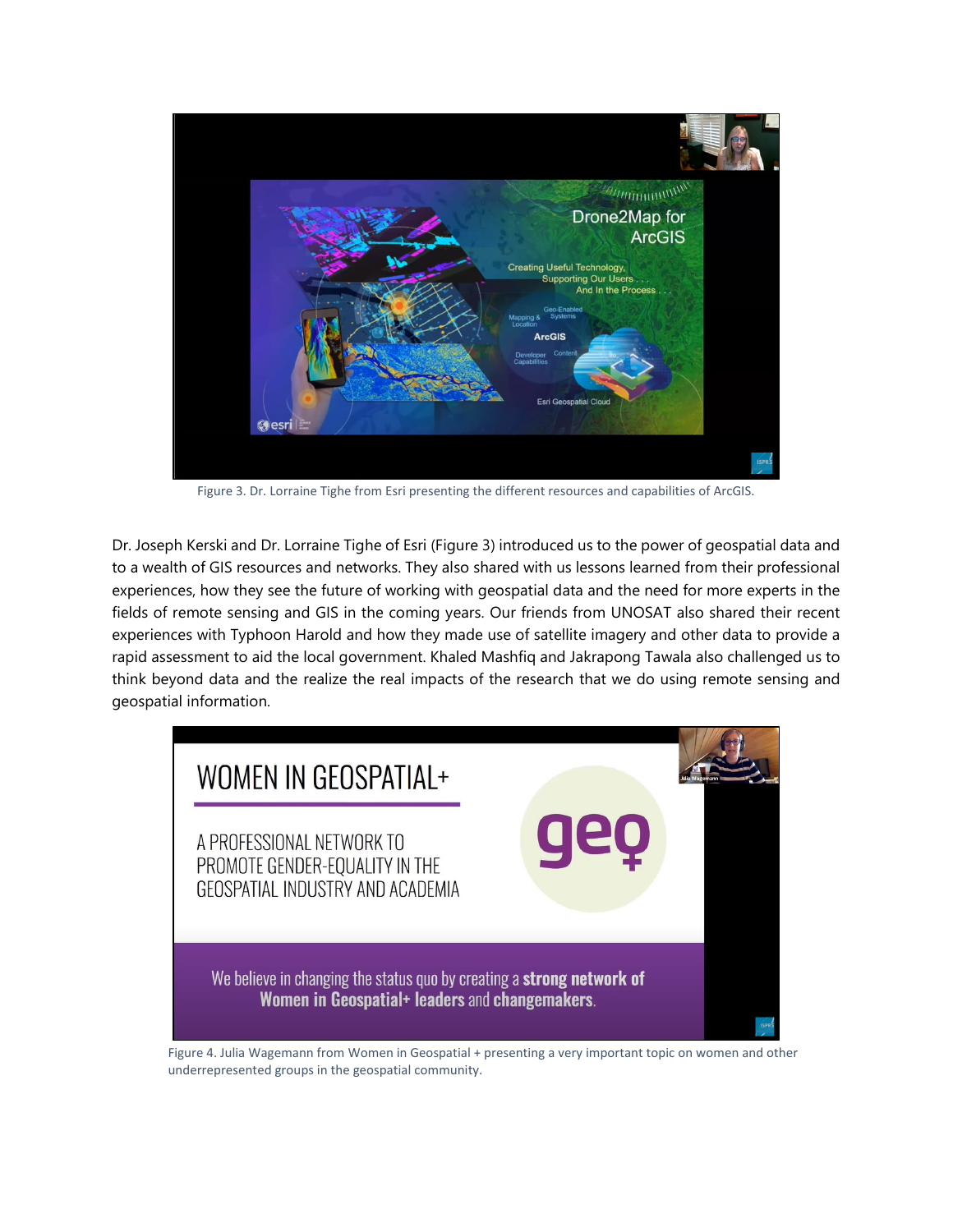Figure 3. Dr. Lorraine Tighe from Esri presenting the different resources and capabilities of ArcGIS.

Dr. Joseph Kerski and Dr. Lorraine Tighe of Esri (Figure 3) introduced us to the power of geospatial data and to a wealth of GIS resources and networks. They also shared with us lessons learned from their professional experiences, how they see the future of working with geospatial data and the need for more experts in the fields of remote sensing and GIS in the coming years. Our friends from UNOSAT also shared their recent experiences with Typhoon Harold and how they made use of satellite imagery and other data to provide a rapid assessment to aid the local government. Khaled Mashfiq and Jakrapong Tawala also challenged us to think beyond data and the realize the real impacts of the research that we do using remote sensing and geospatial information.

Figure 4. Julia Wagemann from Women in Geospatial + presenting a very important topic on women and other underrepresented groups in the geospatial community.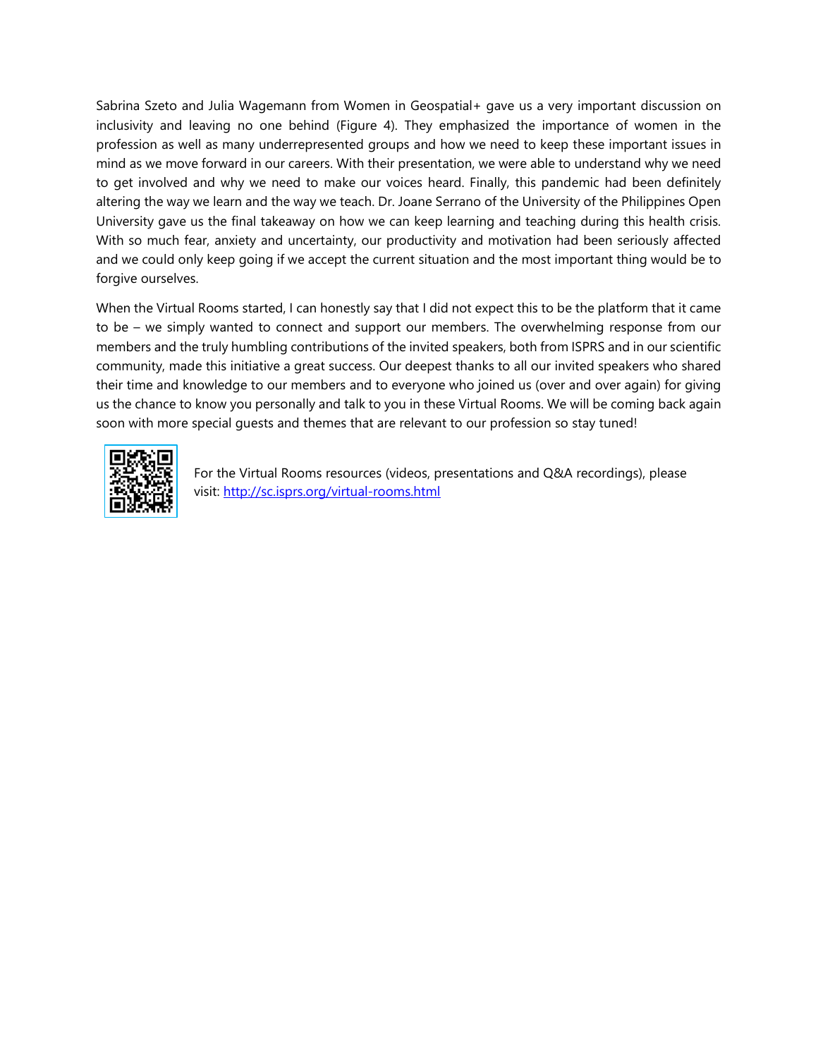Sabrina Szeto and Julia Wagemann from Women in Geospatial+ gave us a very important discussion on inclusivity and leaving no one behind (Figure 4). They emphasized the importance of women in the profession as well as many underrepresented groups and how we need to keep these important issues in mind as we move forward in our careers. With their presentation, we were able to understand why we need to get involved and why we need to make our voices heard. Finally, this pandemic had been definitely altering the way we learn and the way we teach. Dr. Joane Serrano of the University of the Philippines Open University gave us the final takeaway on how we can keep learning and teaching during this health crisis. With so much fear, anxiety and uncertainty, our productivity and motivation had been seriously affected and we could only keep going if we accept the current situation and the most important thing would be to forgive ourselves.

When the Virtual Rooms started, I can honestly say that I did not expect this to be the platform that it came to be – we simply wanted to connect and support our members. The overwhelming response from our members and the truly humbling contributions of the invited speakers, both from ISPRS and in our scientific community, made this initiative a great success. Our deepest thanks to all our invited speakers who shared their time and knowledge to our members and to everyone who joined us (over and over again) for giving us the chance to know you personally and talk to you in these Virtual Rooms. We will be coming back again soon with more special guests and themes that are relevant to our profession so stay tuned!

For the Virtual Rooms resources (videos, presentations and Q&A recordings), please visit: [http://sc.isprs.org/virtual-rooms.html](http://sc.isprs.org/virtual-rooms.html)